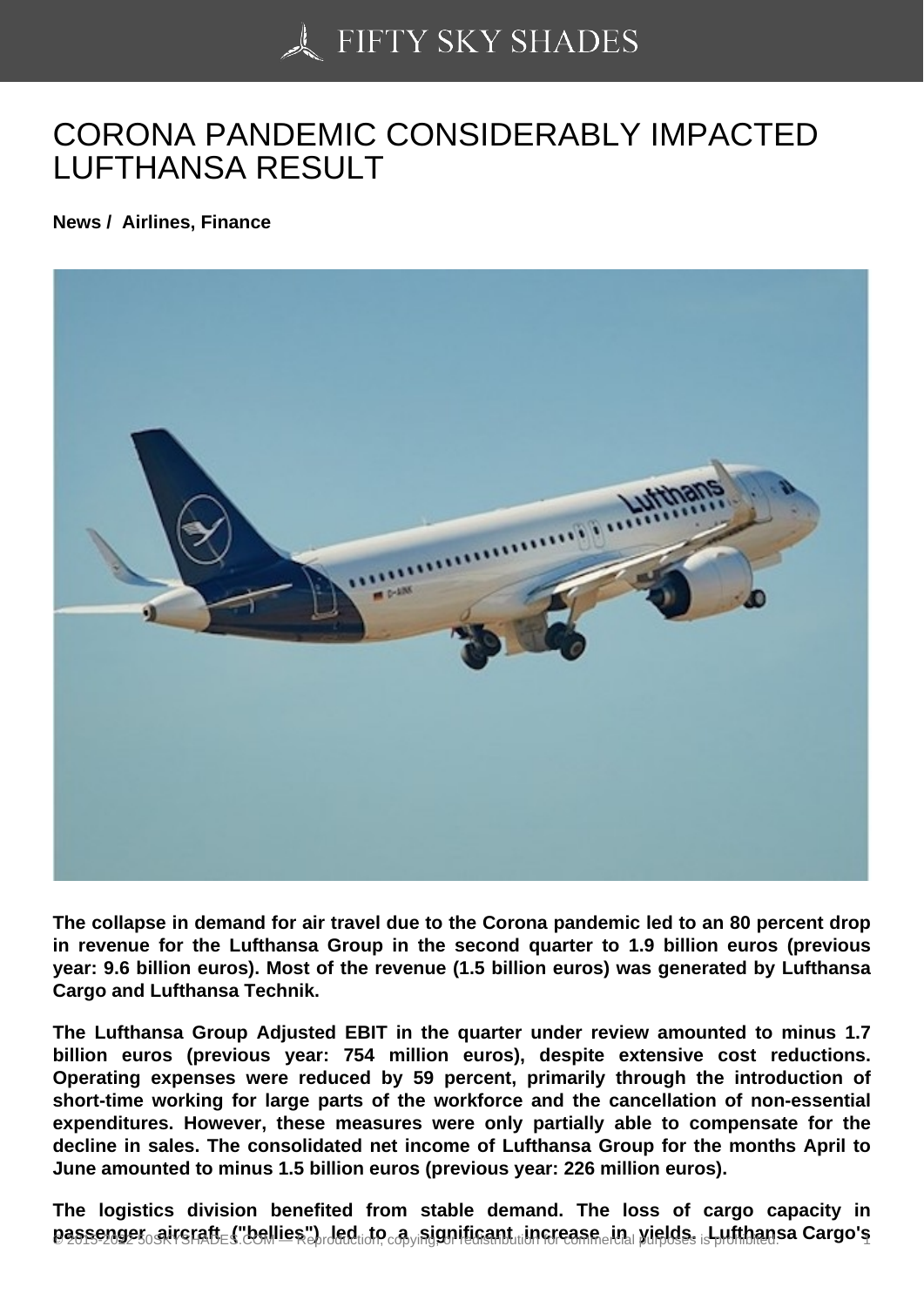# CORONA PANDEMIC CONSIDERABLY IMPACTED LUFTHANSA RESULT

**News / Airlines, Finance**

**The collapse in demand for air travel due to the Corona pandemic led to an 80 percent drop in revenue for the Lufthansa Group in the second quarter to 1.9 billion euros (previous year: 9.6 billion euros). Most of the revenue (1.5 billion euros) was generated by Lufthansa Cargo and Lufthansa Technik.**

**The Lufthansa Group Adjusted EBIT in the quarter under review amounted to minus 1.7 billion euros (previous year: 754 million euros), despite extensive cost reductions. Operating expenses were reduced by 59 percent, primarily through the introduction of short-time working for large parts of the workforce and the cancellation of non-essential expenditures. However, these measures were only partially able to compensate for the decline in sales. The consolidated net income of Lufthansa Group for the months April to June amounted to minus 1.5 billion euros (previous year: 226 million euros).**

**The logistics division benefited from stable demand. The loss of cargo capacity in passenger aircraft ("bellies") led to a significant increase in yields. Lufthansa Cargo's**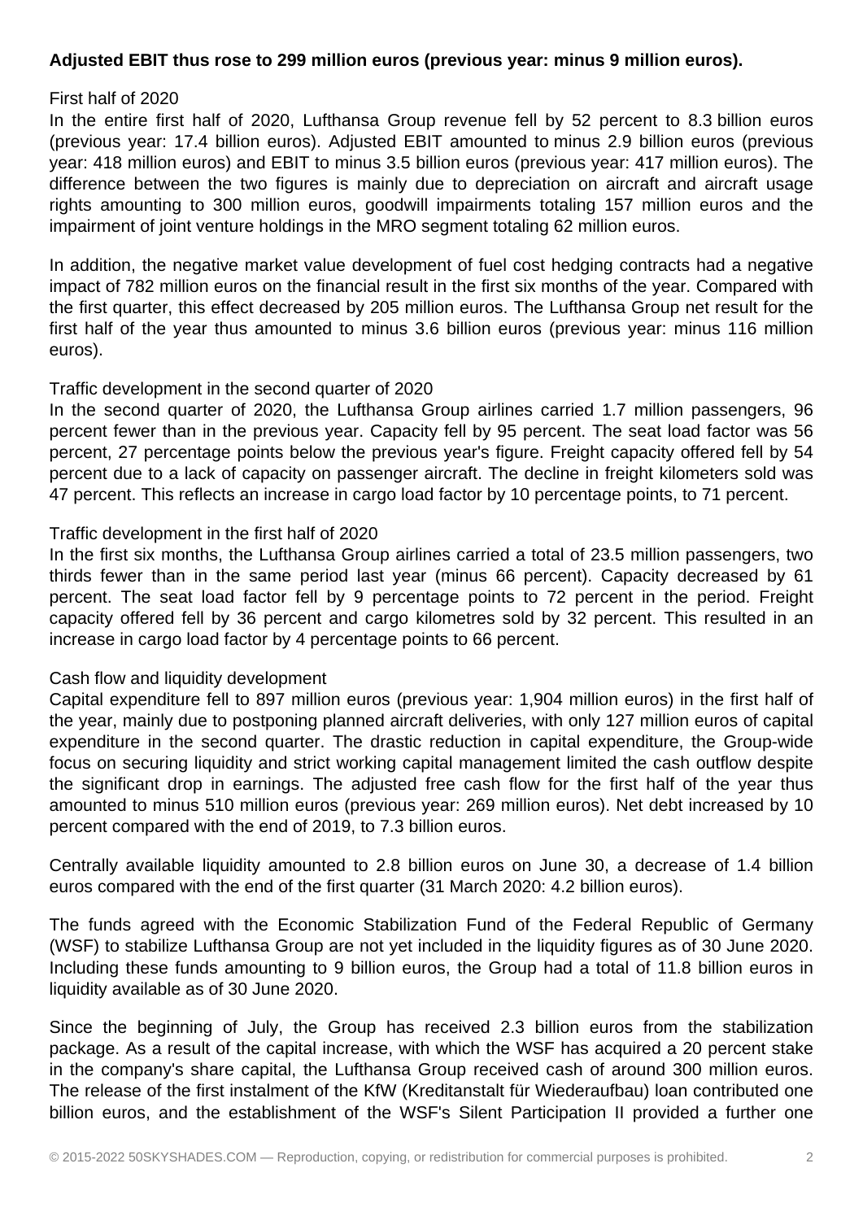**Adjusted EBIT thus rose to 299 million euros (previous year: minus 9 million euros).**

First half of 2020

In the entire first half of 2020, Lufthansa Group revenue fell by 52 percent to 8.3 billion euros (previous year: 17.4 billion euros). Adjusted EBIT amounted to minus 2.9 billion euros (previous year: 418 million euros) and EBIT to minus 3.5 billion euros (previous year: 417 million euros). The difference between the two figures is mainly due to depreciation on aircraft and aircraft usage rights amounting to 300 million euros, goodwill impairments totaling 157 million euros and the impairment of joint venture holdings in the MRO segment totaling 62 million euros.

In addition, the negative market value development of fuel cost hedging contracts had a negative impact of 782 million euros on the financial result in the first six months of the year. Compared with the first quarter, this effect decreased by 205 million euros. The Lufthansa Group net result for the first half of the year thus amounted to minus 3.6 billion euros (previous year: minus 116 million euros).

Traffic development in the second quarter of 2020

In the second quarter of 2020, the Lufthansa Group airlines carried 1.7 million passengers, 96 percent fewer than in the previous year. Capacity fell by 95 percent. The seat load factor was 56 percent, 27 percentage points below the previous year's figure. Freight capacity offered fell by 54 percent due to a lack of capacity on passenger aircraft. The decline in freight kilometers sold was 47 percent. This reflects an increase in cargo load factor by 10 percentage points, to 71 percent.

Traffic development in the first half of 2020

In the first six months, the Lufthansa Group airlines carried a total of 23.5 million passengers, two thirds fewer than in the same period last year (minus 66 percent). Capacity decreased by 61 percent. The seat load factor fell by 9 percentage points to 72 percent in the period. Freight capacity offered fell by 36 percent and cargo kilometres sold by 32 percent. This resulted in an increase in cargo load factor by 4 percentage points to 66 percent.

Cash flow and liquidity development

Capital expenditure fell to 897 million euros (previous year: 1,904 million euros) in the first half of the year, mainly due to postponing planned aircraft deliveries, with only 127 million euros of capital expenditure in the second quarter. The drastic reduction in capital expenditure, the Group-wide focus on securing liquidity and strict working capital management limited the cash outflow despite the significant drop in earnings. The adjusted free cash flow for the first half of the year thus amounted to minus 510 million euros (previous year: 269 million euros). Net debt increased by 10 percent compared with the end of 2019, to 7.3 billion euros.

Centrally available liquidity amounted to 2.8 billion euros on June 30, a decrease of 1.4 billion euros compared with the end of the first quarter (31 March 2020: 4.2 billion euros).

The funds agreed with the Economic Stabilization Fund of the Federal Republic of Germany (WSF) to stabilize Lufthansa Group are not yet included in the liquidity figures as of 30 June 2020. Including these funds amounting to 9 billion euros, the Group had a total of 11.8 billion euros in liquidity available as of 30 June 2020.

Since the beginning of July, the Group has received 2.3 billion euros from the stabilization package. As a result of the capital increase, with which the WSF has acquired a 20 percent stake in the company's share capital, the Lufthansa Group received cash of around 300 million euros. The release of the first instalment of the KfW (Kreditanstalt für Wiederaufbau) loan contributed one billion euros, and the establishment of the WSF's Silent Participation II provided a further one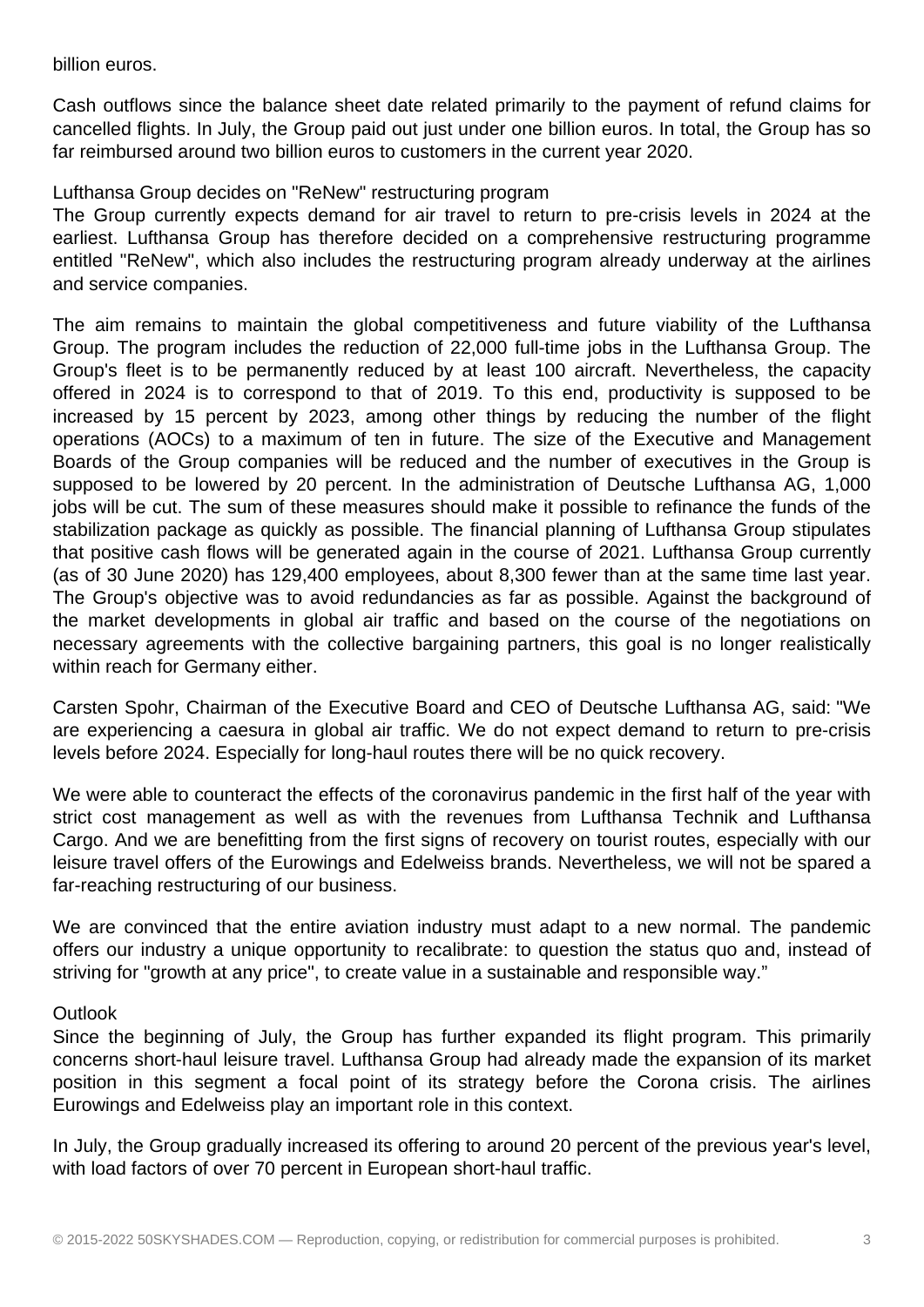billion euros.

Cash outflows since the balance sheet date related primarily to the payment of refund claims for cancelled flights. In July, the Group paid out just under one billion euros. In total, the Group has so far reimbursed around two billion euros to customers in the current year 2020.

### Lufthansa Group decides on "ReNew" restructuring program

The Group currently expects demand for air travel to return to pre-crisis levels in 2024 at the earliest. Lufthansa Group has therefore decided on a comprehensive restructuring programme entitled "ReNew", which also includes the restructuring program already underway at the airlines and service companies.

The aim remains to maintain the global competitiveness and future viability of the Lufthansa Group. The program includes the reduction of 22,000 full-time jobs in the Lufthansa Group. The Group's fleet is to be permanently reduced by at least 100 aircraft. Nevertheless, the capacity offered in 2024 is to correspond to that of 2019. To this end, productivity is supposed to be increased by 15 percent by 2023, among other things by reducing the number of the flight operations (AOCs) to a maximum of ten in future. The size of the Executive and Management Boards of the Group companies will be reduced and the number of executives in the Group is supposed to be lowered by 20 percent. In the administration of Deutsche Lufthansa AG, 1,000 jobs will be cut. The sum of these measures should make it possible to refinance the funds of the stabilization package as quickly as possible. The financial planning of Lufthansa Group stipulates that positive cash flows will be generated again in the course of 2021. Lufthansa Group currently (as of 30 June 2020) has 129,400 employees, about 8,300 fewer than at the same time last year. The Group's objective was to avoid redundancies as far as possible. Against the background of the market developments in global air traffic and based on the course of the negotiations on necessary agreements with the collective bargaining partners, this goal is no longer realistically within reach for Germany either.

Carsten Spohr, Chairman of the Executive Board and CEO of Deutsche Lufthansa AG, said: "We are experiencing a caesura in global air traffic. We do not expect demand to return to pre-crisis levels before 2024. Especially for long-haul routes there will be no quick recovery.

We were able to counteract the effects of the coronavirus pandemic in the first half of the year with strict cost management as well as with the revenues from Lufthansa Technik and Lufthansa Cargo. And we are benefitting from the first signs of recovery on tourist routes, especially with our leisure travel offers of the Eurowings and Edelweiss brands. Nevertheless, we will not be spared a far-reaching restructuring of our business.

We are convinced that the entire aviation industry must adapt to a new normal. The pandemic offers our industry a unique opportunity to recalibrate: to question the status quo and, instead of striving for "growth at any price", to create value in a sustainable and responsible way."

### Outlook

Since the beginning of July, the Group has further expanded its flight program. This primarily concerns short-haul leisure travel. Lufthansa Group had already made the expansion of its market position in this segment a focal point of its strategy before the Corona crisis. The airlines Eurowings and Edelweiss play an important role in this context.

In July, the Group gradually increased its offering to around 20 percent of the previous year's level, with load factors of over 70 percent in European short-haul traffic.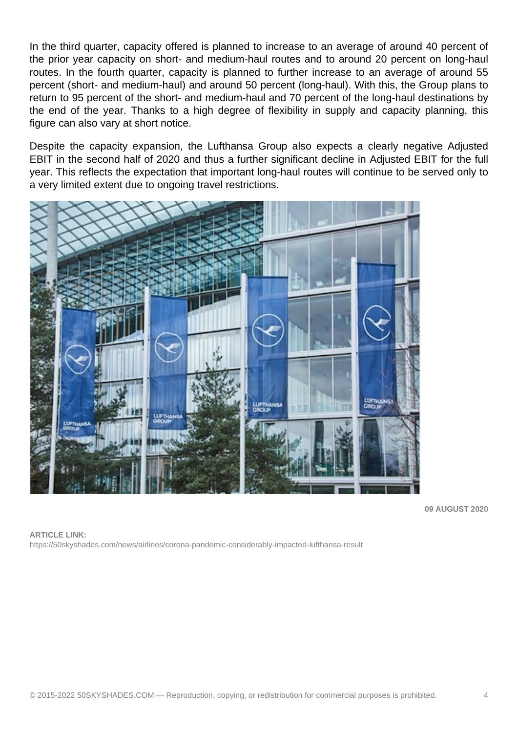In the third quarter, capacity offered is planned to increase to an average of around 40 percent of the prior year capacity on short- and medium-haul routes and to around 20 percent on long-haul routes. In the fourth quarter, capacity is planned to further increase to an average of around 55 percent (short- and medium-haul) and around 50 percent (long-haul). With this, the Group plans to return to 95 percent of the short- and medium-haul and 70 percent of the long-haul destinations by the end of the year. Thanks to a high degree of flexibility in supply and capacity planning, this figure can also vary at short notice.

Despite the capacity expansion, the Lufthansa Group also expects a clearly negative Adjusted EBIT in the second half of 2020 and thus a further significant decline in Adjusted EBIT for the full year. This reflects the expectation that important long-haul routes will continue to be served only to a very limited extent due to ongoing travel restrictions.

**09 AUGUST 2020**

**ARTICLE LINK:**
https://50skyshades.com/news/airlines/corona-pandemic-considerably-impacted-lufthansa-result